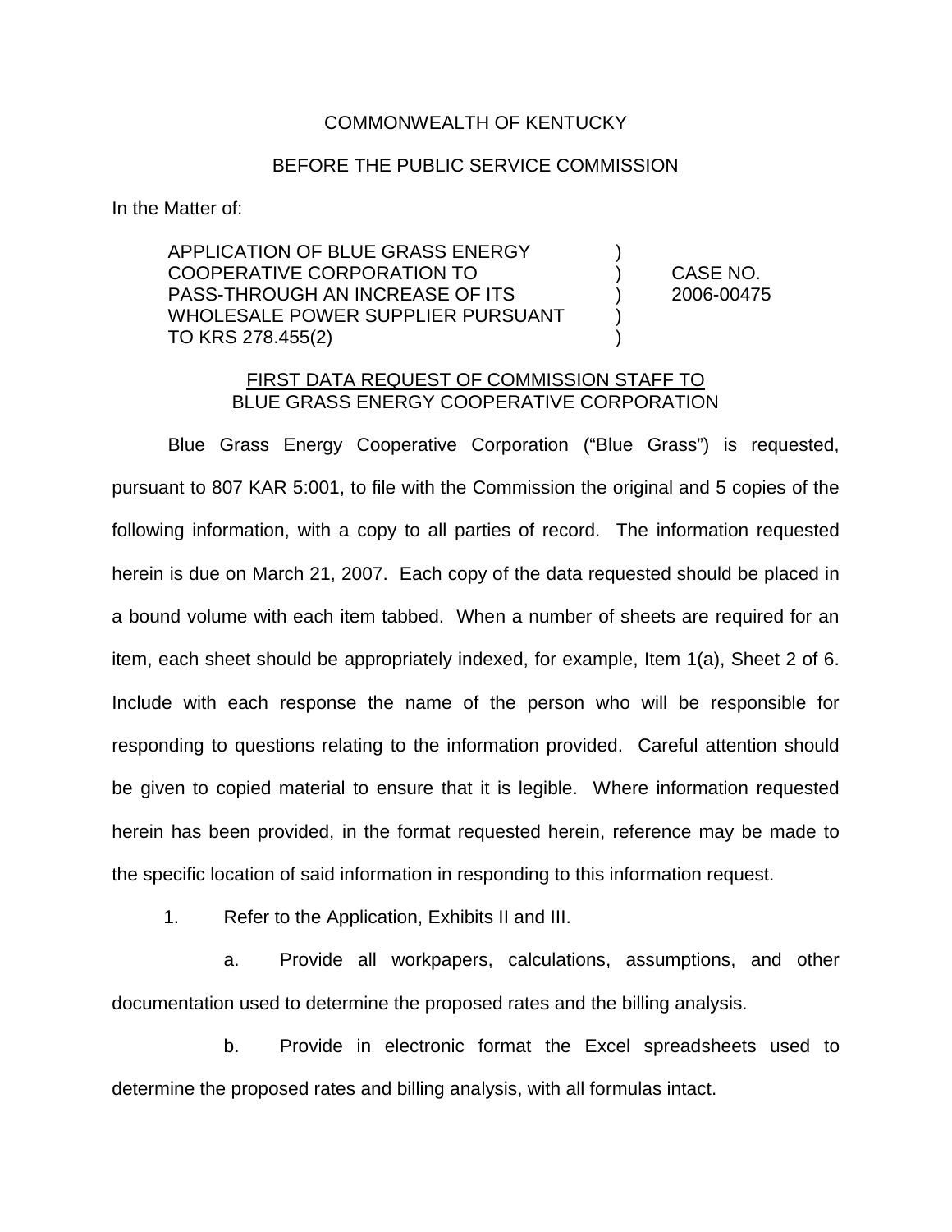COMMONWEALTH OF KENTUCKY

BEFORE THE PUBLIC SERVICE COMMISSION

In the Matter of:

| | | |
|---|---|---|
| APPLICATION OF BLUE GRASS ENERGY COOPERATIVE CORPORATION TO PASS-THROUGH AN INCREASE OF ITS WHOLESALE POWER SUPPLIER PURSUANT TO KRS 278.455(2) | ) | CASE NO. 2006-00475 |

FIRST DATA REQUEST OF COMMISSION STAFF TO BLUE GRASS ENERGY COOPERATIVE CORPORATION

Blue Grass Energy Cooperative Corporation ("Blue Grass") is requested, pursuant to 807 KAR 5:001, to file with the Commission the original and 5 copies of the following information, with a copy to all parties of record. The information requested herein is due on March 21, 2007. Each copy of the data requested should be placed in a bound volume with each item tabbed. When a number of sheets are required for an item, each sheet should be appropriately indexed, for example, Item 1(a), Sheet 2 of 6. Include with each response the name of the person who will be responsible for responding to questions relating to the information provided. Careful attention should be given to copied material to ensure that it is legible. Where information requested herein has been provided, in the format requested herein, reference may be made to the specific location of said information in responding to this information request.

1. Refer to the Application, Exhibits II and III.

   a. Provide all workpapers, calculations, assumptions, and other documentation used to determine the proposed rates and the billing analysis.

   b. Provide in electronic format the Excel spreadsheets used to determine the proposed rates and billing analysis, with all formulas intact.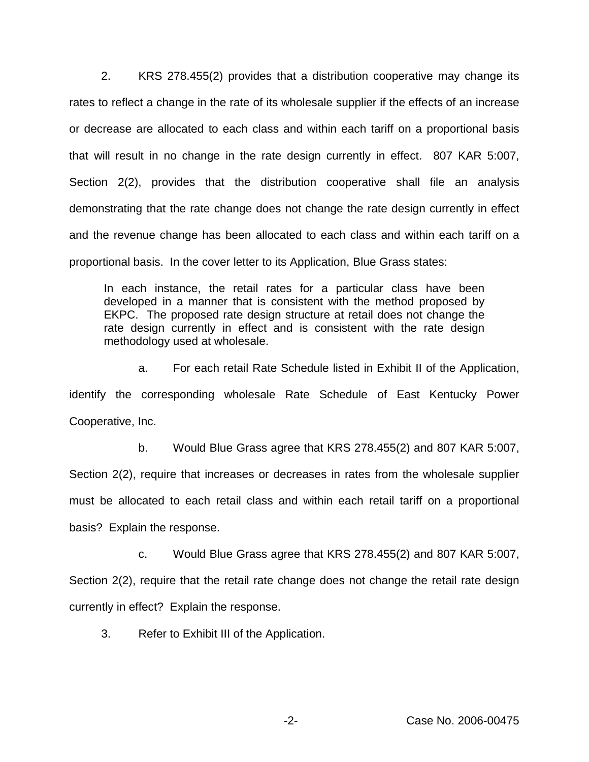2. KRS 278.455(2) provides that a distribution cooperative may change its rates to reflect a change in the rate of its wholesale supplier if the effects of an increase or decrease are allocated to each class and within each tariff on a proportional basis that will result in no change in the rate design currently in effect. 807 KAR 5:007, Section 2(2), provides that the distribution cooperative shall file an analysis demonstrating that the rate change does not change the rate design currently in effect and the revenue change has been allocated to each class and within each tariff on a proportional basis. In the cover letter to its Application, Blue Grass states:

> In each instance, the retail rates for a particular class have been developed in a manner that is consistent with the method proposed by EKPC. The proposed rate design structure at retail does not change the rate design currently in effect and is consistent with the rate design methodology used at wholesale.

a. For each retail Rate Schedule listed in Exhibit II of the Application, identify the corresponding wholesale Rate Schedule of East Kentucky Power Cooperative, Inc.

b. Would Blue Grass agree that KRS 278.455(2) and 807 KAR 5:007, Section 2(2), require that increases or decreases in rates from the wholesale supplier must be allocated to each retail class and within each retail tariff on a proportional basis? Explain the response.

c. Would Blue Grass agree that KRS 278.455(2) and 807 KAR 5:007, Section 2(2), require that the retail rate change does not change the retail rate design currently in effect? Explain the response.

3. Refer to Exhibit III of the Application.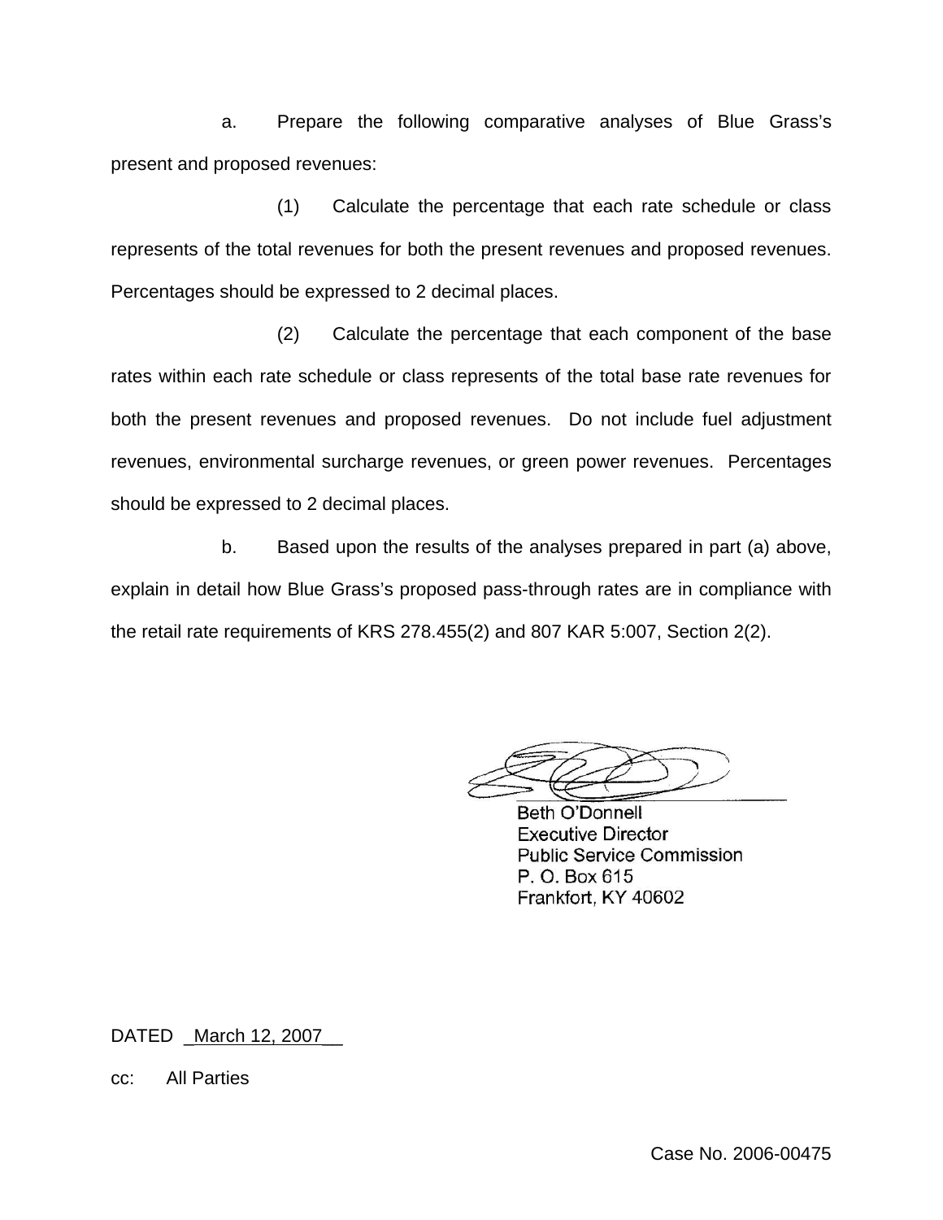a. Prepare the following comparative analyses of Blue Grass's present and proposed revenues:

(1) Calculate the percentage that each rate schedule or class represents of the total revenues for both the present revenues and proposed revenues. Percentages should be expressed to 2 decimal places.

(2) Calculate the percentage that each component of the base rates within each rate schedule or class represents of the total base rate revenues for both the present revenues and proposed revenues. Do not include fuel adjustment revenues, environmental surcharge revenues, or green power revenues. Percentages should be expressed to 2 decimal places.

b. Based upon the results of the analyses prepared in part (a) above, explain in detail how Blue Grass's proposed pass-through rates are in compliance with the retail rate requirements of KRS 278.455(2) and 807 KAR 5:007, Section 2(2).

Beth O'Donnell
Executive Director
Public Service Commission
P. O. Box 615
Frankfort, KY 40602

DATED _March 12, 2007__

cc: All Parties

Case No. 2006-00475